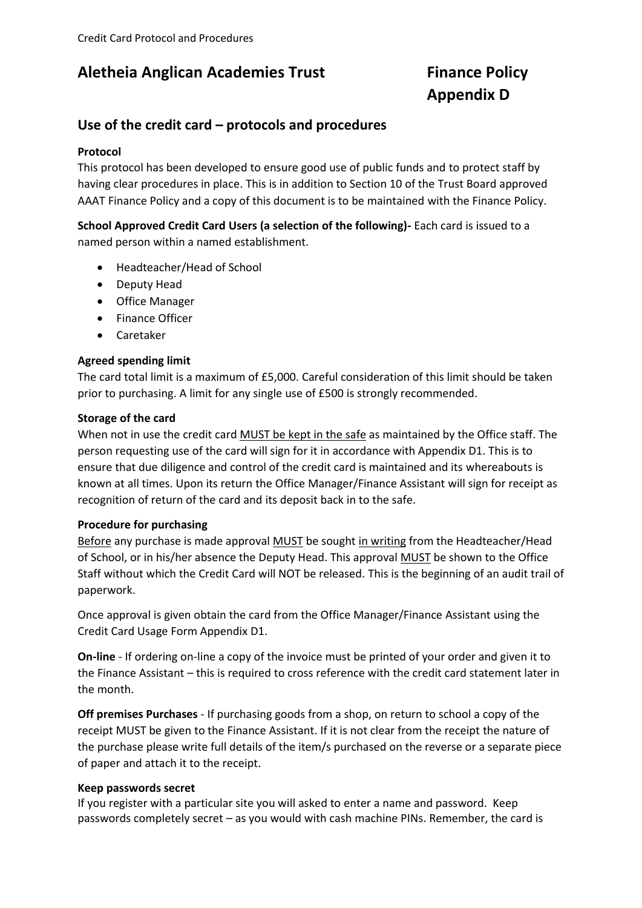# Aletheia Anglican Academies Trust

# Finance Policy Appendix D

## Use of the credit card – protocols and procedures

**Protocol**

This protocol has been developed to ensure good use of public funds and to protect staff by having clear procedures in place. This is in addition to Section 10 of the Trust Board approved AAAT Finance Policy and a copy of this document is to be maintained with the Finance Policy.

**School Approved Credit Card Users (a selection of the following)-** Each card is issued to a named person within a named establishment.

- Headteacher/Head of School
- Deputy Head
- Office Manager
- Finance Officer
- Caretaker

**Agreed spending limit**

The card total limit is a maximum of £5,000. Careful consideration of this limit should be taken prior to purchasing. A limit for any single use of £500 is strongly recommended.

**Storage of the card**

When not in use the credit card MUST be kept in the safe as maintained by the Office staff. The person requesting use of the card will sign for it in accordance with Appendix D1. This is to ensure that due diligence and control of the credit card is maintained and its whereabouts is known at all times. Upon its return the Office Manager/Finance Assistant will sign for receipt as recognition of return of the card and its deposit back in to the safe.

**Procedure for purchasing**

Before any purchase is made approval MUST be sought in writing from the Headteacher/Head of School, or in his/her absence the Deputy Head. This approval MUST be shown to the Office Staff without which the Credit Card will NOT be released. This is the beginning of an audit trail of paperwork.

Once approval is given obtain the card from the Office Manager/Finance Assistant using the Credit Card Usage Form Appendix D1.

**On-line** - If ordering on-line a copy of the invoice must be printed of your order and given it to the Finance Assistant – this is required to cross reference with the credit card statement later in the month.

**Off premises Purchases** - If purchasing goods from a shop, on return to school a copy of the receipt MUST be given to the Finance Assistant. If it is not clear from the receipt the nature of the purchase please write full details of the item/s purchased on the reverse or a separate piece of paper and attach it to the receipt.

**Keep passwords secret**

If you register with a particular site you will asked to enter a name and password. Keep passwords completely secret – as you would with cash machine PINs. Remember, the card is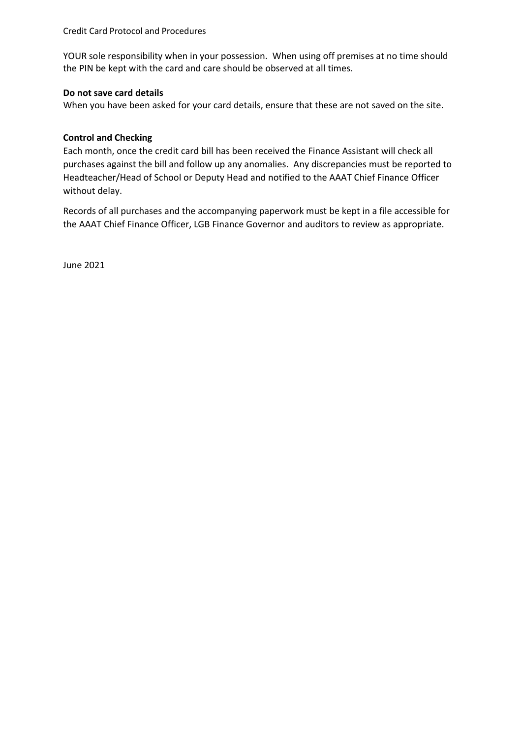YOUR sole responsibility when in your possession. When using off premises at no time should the PIN be kept with the card and care should be observed at all times.

**Do not save card details**

When you have been asked for your card details, ensure that these are not saved on the site.

**Control and Checking**

Each month, once the credit card bill has been received the Finance Assistant will check all purchases against the bill and follow up any anomalies. Any discrepancies must be reported to Headteacher/Head of School or Deputy Head and notified to the AAAT Chief Finance Officer without delay.

Records of all purchases and the accompanying paperwork must be kept in a file accessible for the AAAT Chief Finance Officer, LGB Finance Governor and auditors to review as appropriate.

June 2021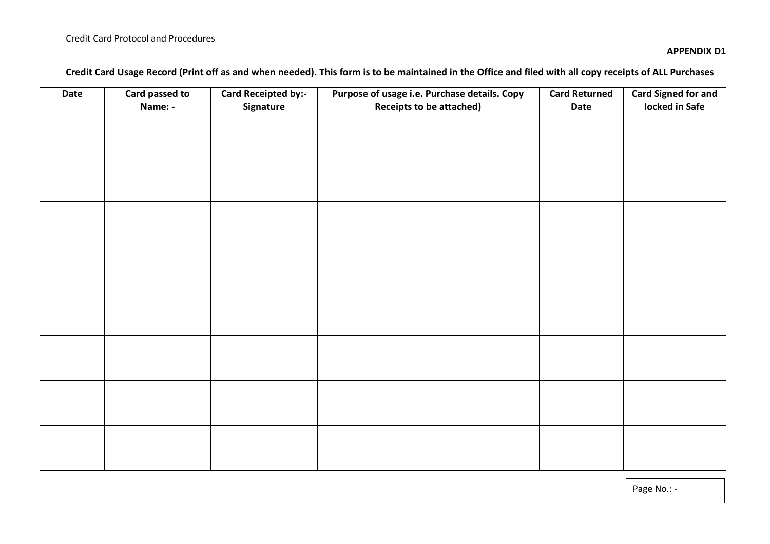**APPENDIX D1**

**Credit Card Usage Record (Print off as and when needed). This form is to be maintained in the Office and filed with all copy receipts of ALL Purchases**

| Date | Card passed to Name: - | Card Receipted by:- Signature | Purpose of usage i.e. Purchase details. Copy Receipts to be attached) | Card Returned Date | Card Signed for and locked in Safe |
|---|---|---|---|---|---|
| | | | | | |
| | | | | | |
| | | | | | |
| | | | | | |
| | | | | | |
| | | | | | |
| | | | | | |
| | | | | | |

Page No.: -